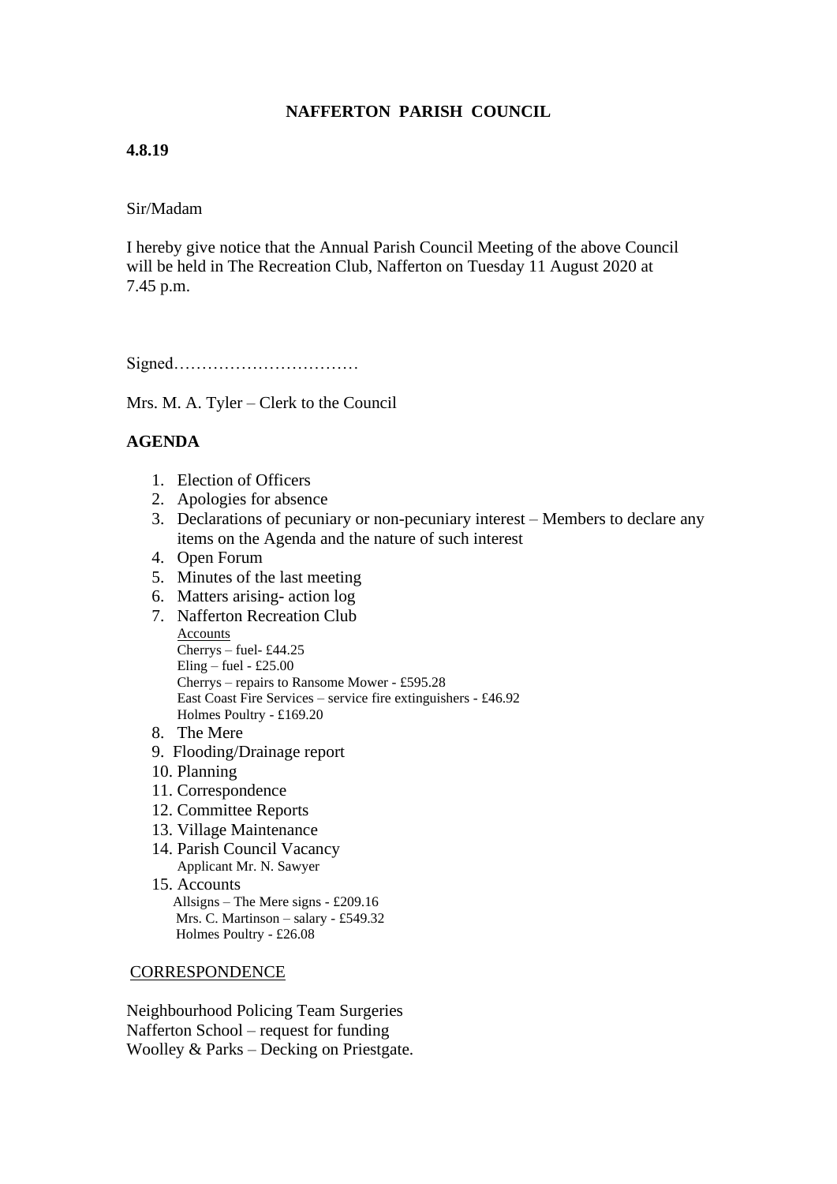# NAFFERTON PARISH COUNCIL

**4.8.19**

Sir/Madam

I hereby give notice that the Annual Parish Council Meeting of the above Council will be held in The Recreation Club, Nafferton on Tuesday 11 August 2020 at 7.45 p.m.

Signed……………………………

Mrs. M. A. Tyler – Clerk to the Council

## AGENDA

1. Election of Officers
2. Apologies for absence
3. Declarations of pecuniary or non-pecuniary interest – Members to declare any items on the Agenda and the nature of such interest
4. Open Forum
5. Minutes of the last meeting
6. Matters arising- action log
7. Nafferton Recreation Club
   Accounts
   Cherrys – fuel- £44.25
   Eling – fuel - £25.00
   Cherrys – repairs to Ransome Mower - £595.28
   East Coast Fire Services – service fire extinguishers - £46.92
   Holmes Poultry - £169.20
8. The Mere
9. Flooding/Drainage report
10. Planning
11. Correspondence
12. Committee Reports
13. Village Maintenance
14. Parish Council Vacancy
    Applicant Mr. N. Sawyer
15. Accounts
    Allsigns – The Mere signs - £209.16
    Mrs. C. Martinson – salary - £549.32
    Holmes Poultry - £26.08

CORRESPONDENCE

Neighbourhood Policing Team Surgeries
Nafferton School – request for funding
Woolley & Parks – Decking on Priestgate.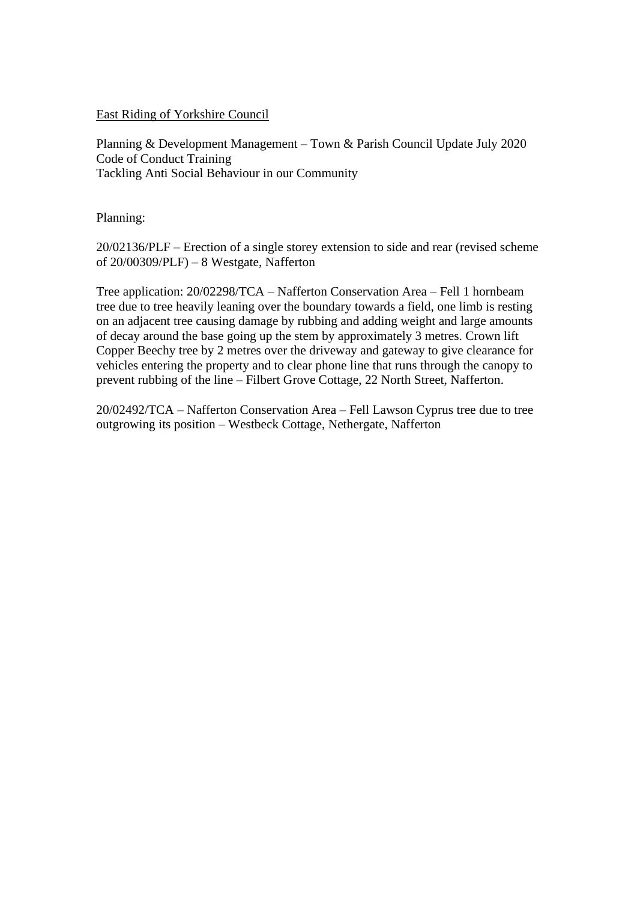East Riding of Yorkshire Council

Planning & Development Management – Town & Parish Council Update July 2020
Code of Conduct Training
Tackling Anti Social Behaviour in our Community

Planning:

20/02136/PLF – Erection of a single storey extension to side and rear (revised scheme of 20/00309/PLF) – 8 Westgate, Nafferton

Tree application: 20/02298/TCA – Nafferton Conservation Area – Fell 1 hornbeam tree due to tree heavily leaning over the boundary towards a field, one limb is resting on an adjacent tree causing damage by rubbing and adding weight and large amounts of decay around the base going up the stem by approximately 3 metres. Crown lift Copper Beechy tree by 2 metres over the driveway and gateway to give clearance for vehicles entering the property and to clear phone line that runs through the canopy to prevent rubbing of the line – Filbert Grove Cottage, 22 North Street, Nafferton.

20/02492/TCA – Nafferton Conservation Area – Fell Lawson Cyprus tree due to tree outgrowing its position – Westbeck Cottage, Nethergate, Nafferton